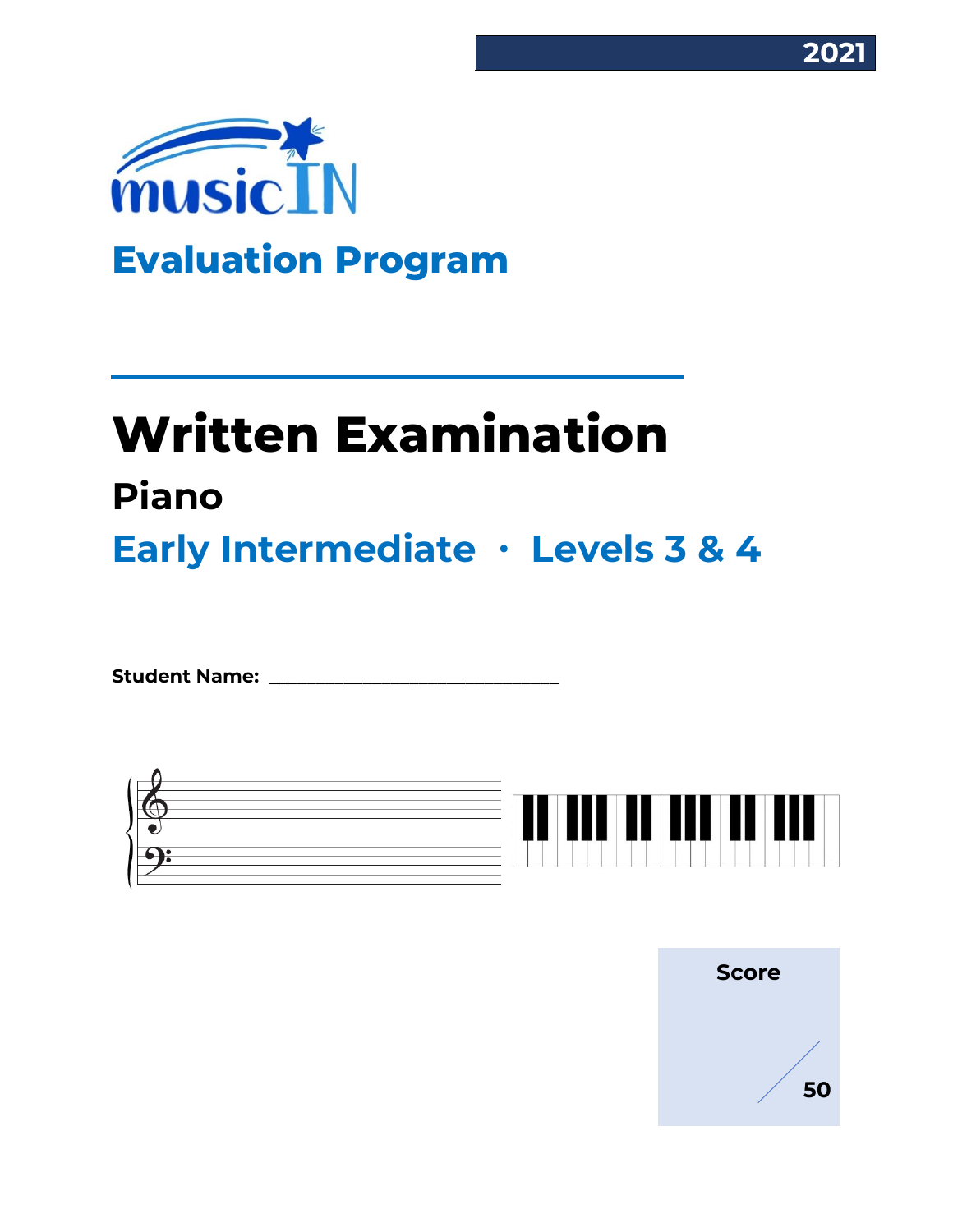2021

musicIN

## Evaluation Program

# Written Examination

## Piano

## Early Intermediate · Levels 3 & 4

**Student Name:** ______________________________

**Score**

/ 50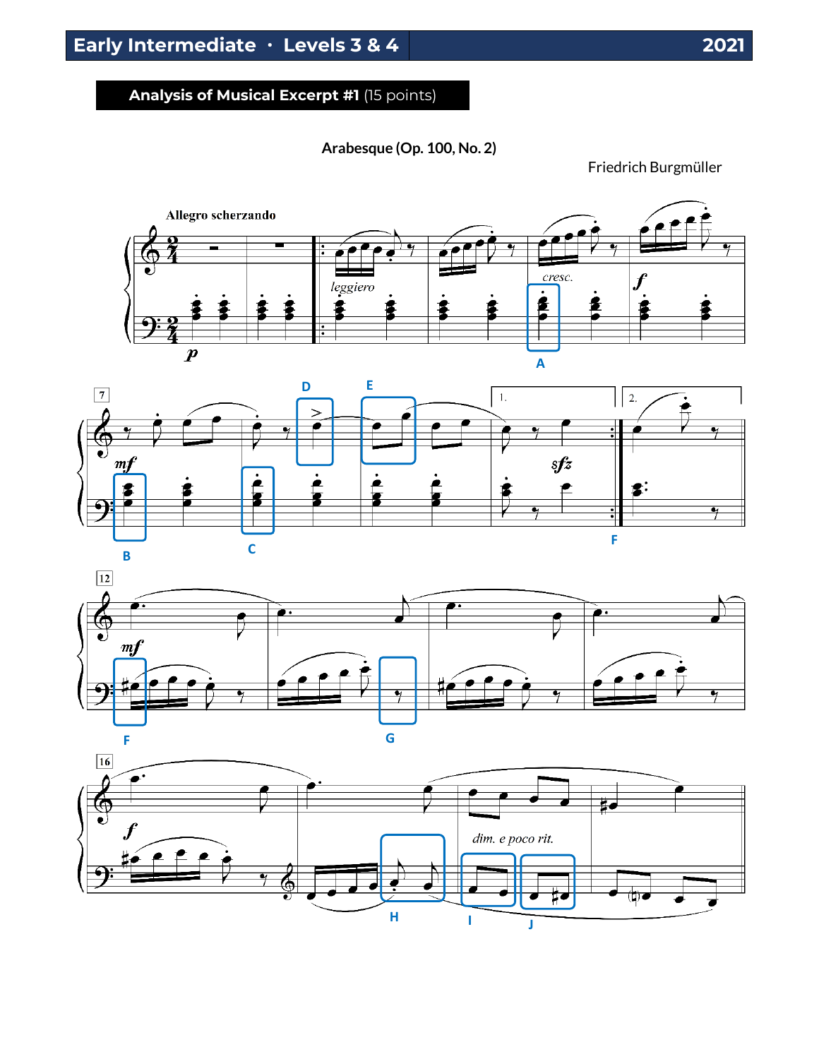## Analysis of Musical Excerpt #1 (15 points)

**Arabesque (Op. 100, No. 2)**

Friedrich Burgmüller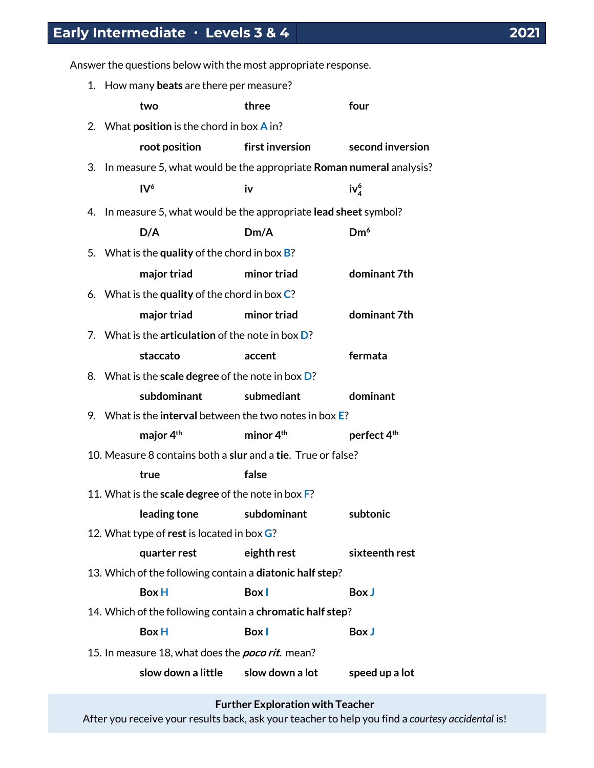## Early Intermediate · Levels 3 & 4 — 2021

Answer the questions below with the most appropriate response.

1. How many **beats** are there per measure?

   **two** &emsp; **three** &emsp; **four**

2. What **position** is the chord in box **A** in?

   **root position** &emsp; **first inversion** &emsp; **second inversion**

3. In measure 5, what would be the appropriate **Roman numeral** analysis?

   **$IV^6$** &emsp; **iv** &emsp; **$iv^6_4$**

4. In measure 5, what would be the appropriate **lead sheet** symbol?

   **D/A** &emsp; **Dm/A** &emsp; **$Dm^6$**

5. What is the **quality** of the chord in box **B**?

   **major triad** &emsp; **minor triad** &emsp; **dominant 7th**

6. What is the **quality** of the chord in box **C**?

   **major triad** &emsp; **minor triad** &emsp; **dominant 7th**

7. What is the **articulation** of the note in box **D**?

   **staccato** &emsp; **accent** &emsp; **fermata**

8. What is the **scale degree** of the note in box **D**?

   **subdominant** &emsp; **submediant** &emsp; **dominant**

9. What is the **interval** between the two notes in box **E**?

   **major 4th** &emsp; **minor 4th** &emsp; **perfect 4th**

10. Measure 8 contains both a **slur** and a **tie**. True or false?

    **true** &emsp; **false**

11. What is the **scale degree** of the note in box **F**?

    **leading tone** &emsp; **subdominant** &emsp; **subtonic**

12. What type of **rest** is located in box **G**?

    **quarter rest** &emsp; **eighth rest** &emsp; **sixteenth rest**

13. Which of the following contain a **diatonic half step**?

    **Box H** &emsp; **Box I** &emsp; **Box J**

14. Which of the following contain a **chromatic half step**?

    **Box H** &emsp; **Box I** &emsp; **Box J**

15. In measure 18, what does the ***poco rit.*** mean?

    **slow down a little** &emsp; **slow down a lot** &emsp; **speed up a lot**

**Further Exploration with Teacher**

After you receive your results back, ask your teacher to help you find a *courtesy accidental* is!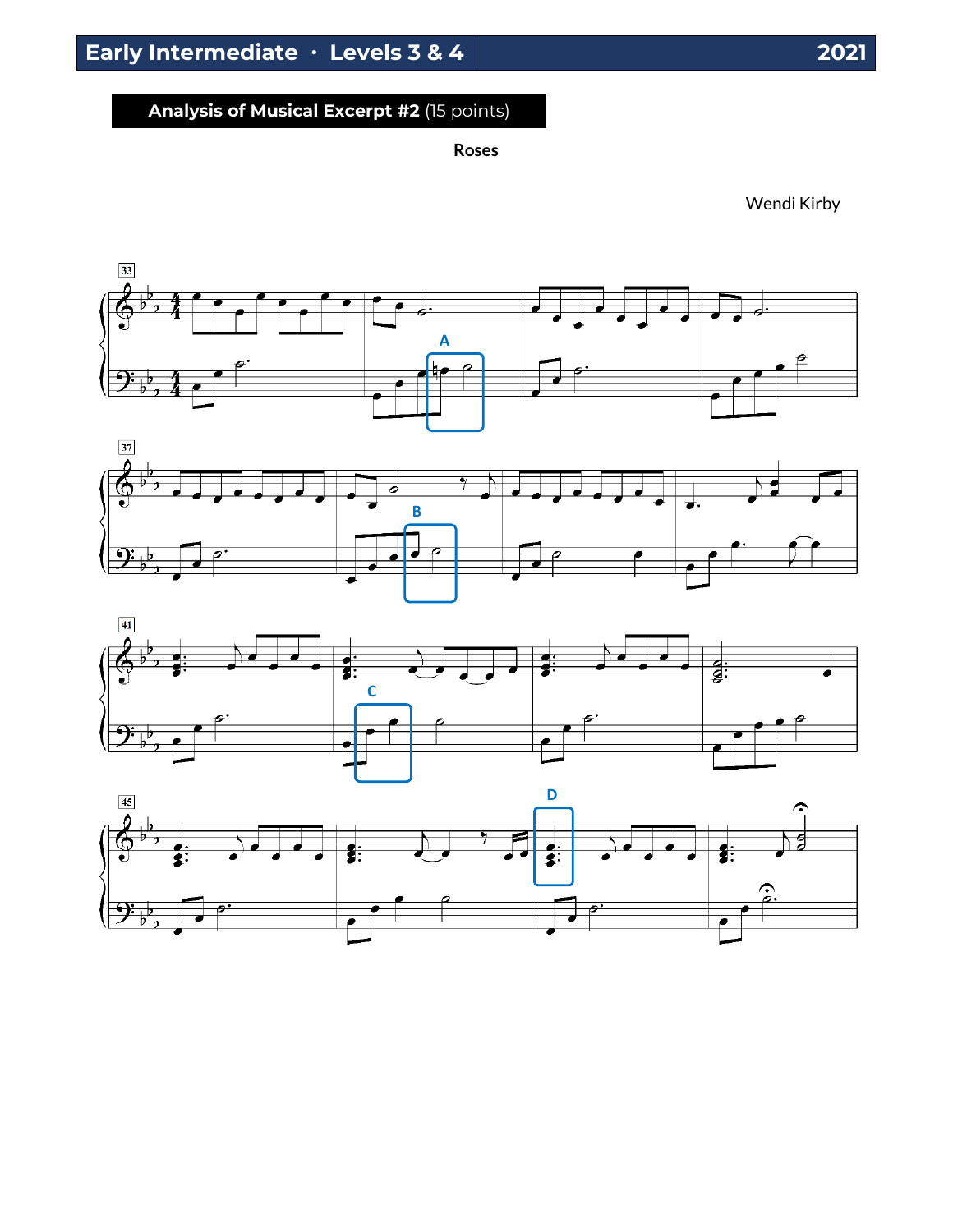## Analysis of Musical Excerpt #2 (15 points)

**Roses**

Wendi Kirby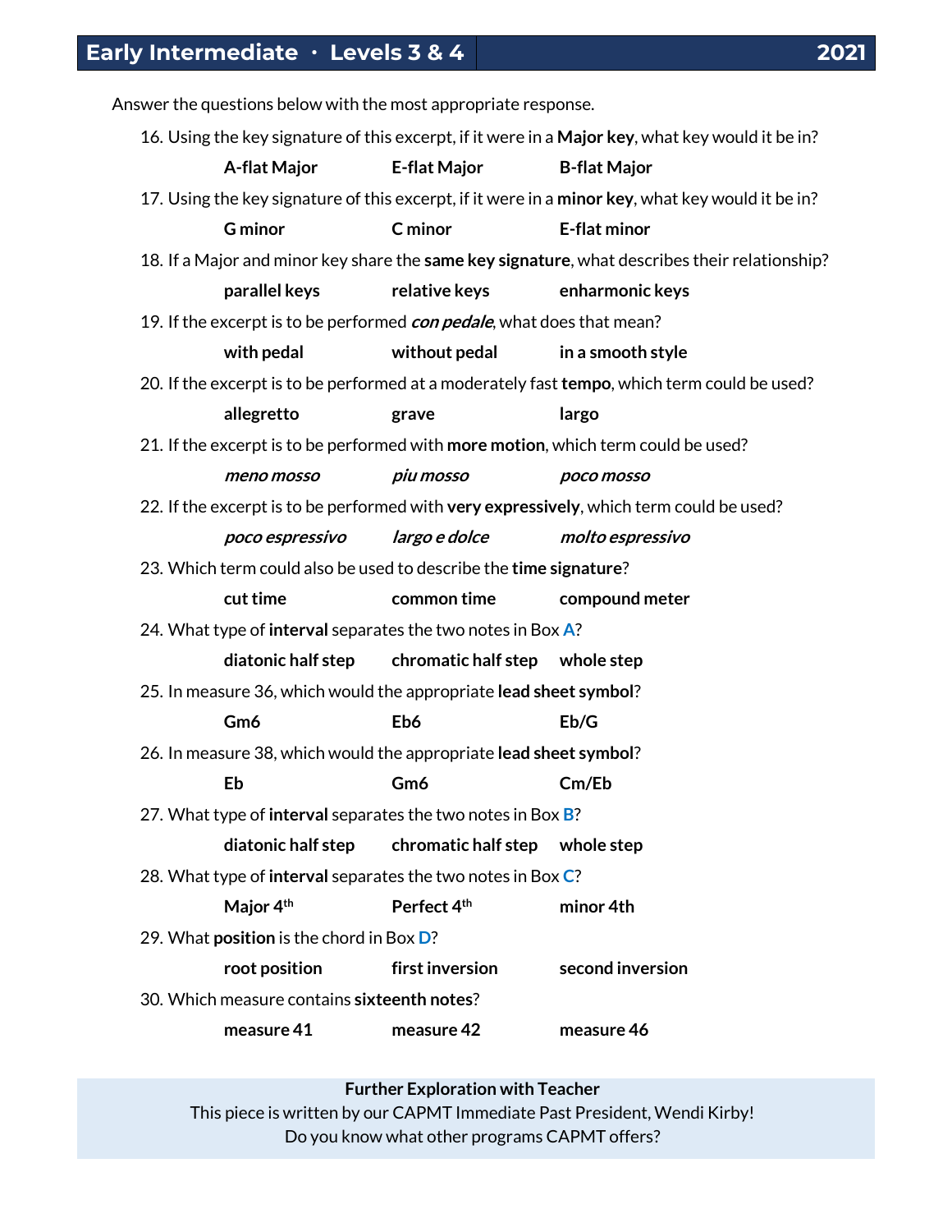# Early Intermediate · Levels 3 & 4 — 2021

Answer the questions below with the most appropriate response.

16. Using the key signature of this excerpt, if it were in a **Major key**, what key would it be in?

    **A-flat Major** **E-flat Major** **B-flat Major**

17. Using the key signature of this excerpt, if it were in a **minor key**, what key would it be in?

    **G minor** **C minor** **E-flat minor**

18. If a Major and minor key share the **same key signature**, what describes their relationship?

    **parallel keys** **relative keys** **enharmonic keys**

19. If the excerpt is to be performed ***con pedale***, what does that mean?

    **with pedal** **without pedal** **in a smooth style**

20. If the excerpt is to be performed at a moderately fast **tempo**, which term could be used?

    **allegretto** **grave** **largo**

21. If the excerpt is to be performed with **more motion**, which term could be used?

    ***meno mosso*** ***piu mosso*** ***poco mosso***

22. If the excerpt is to be performed with **very expressively**, which term could be used?

    ***poco espressivo*** ***largo e dolce*** ***molto espressivo***

23. Which term could also be used to describe the **time signature**?

    **cut time** **common time** **compound meter**

24. What type of **interval** separates the two notes in Box **A**?

    **diatonic half step** **chromatic half step** **whole step**

25. In measure 36, which would the appropriate **lead sheet symbol**?

    **Gm6** **Eb6** **Eb/G**

26. In measure 38, which would the appropriate **lead sheet symbol**?

    **Eb** **Gm6** **Cm/Eb**

27. What type of **interval** separates the two notes in Box **B**?

    **diatonic half step** **chromatic half step** **whole step**

28. What type of **interval** separates the two notes in Box **C**?

    **Major 4th** **Perfect 4th** **minor 4th**

29. What **position** is the chord in Box **D**?

    **root position** **first inversion** **second inversion**

30. Which measure contains **sixteenth notes**?

    **measure 41** **measure 42** **measure 46**

**Further Exploration with Teacher**

This piece is written by our CAPMT Immediate Past President, Wendi Kirby!

Do you know what other programs CAPMT offers?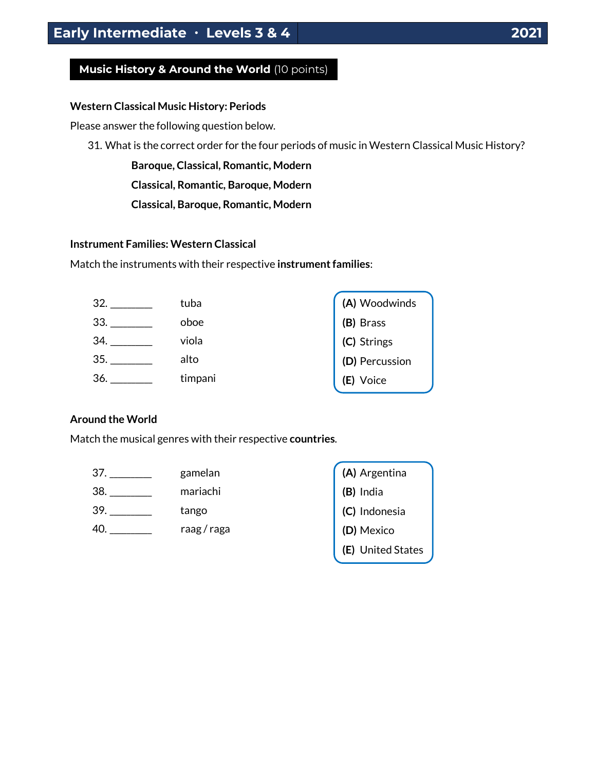## Music History & Around the World (10 points)

**Western Classical Music History: Periods**

Please answer the following question below.

31. What is the correct order for the four periods of music in Western Classical Music History?

    **Baroque, Classical, Romantic, Modern**

    **Classical, Romantic, Baroque, Modern**

    **Classical, Baroque, Romantic, Modern**

**Instrument Families: Western Classical**

Match the instruments with their respective **instrument families**:

32. ________ tuba
33. ________ oboe
34. ________ viola
35. ________ alto
36. ________ timpani

**(A)** Woodwinds
**(B)** Brass
**(C)** Strings
**(D)** Percussion
**(E)** Voice

**Around the World**

Match the musical genres with their respective **countries**.

37. ________ gamelan
38. ________ mariachi
39. ________ tango
40. ________ raag / raga

**(A)** Argentina
**(B)** India
**(C)** Indonesia
**(D)** Mexico
**(E)** United States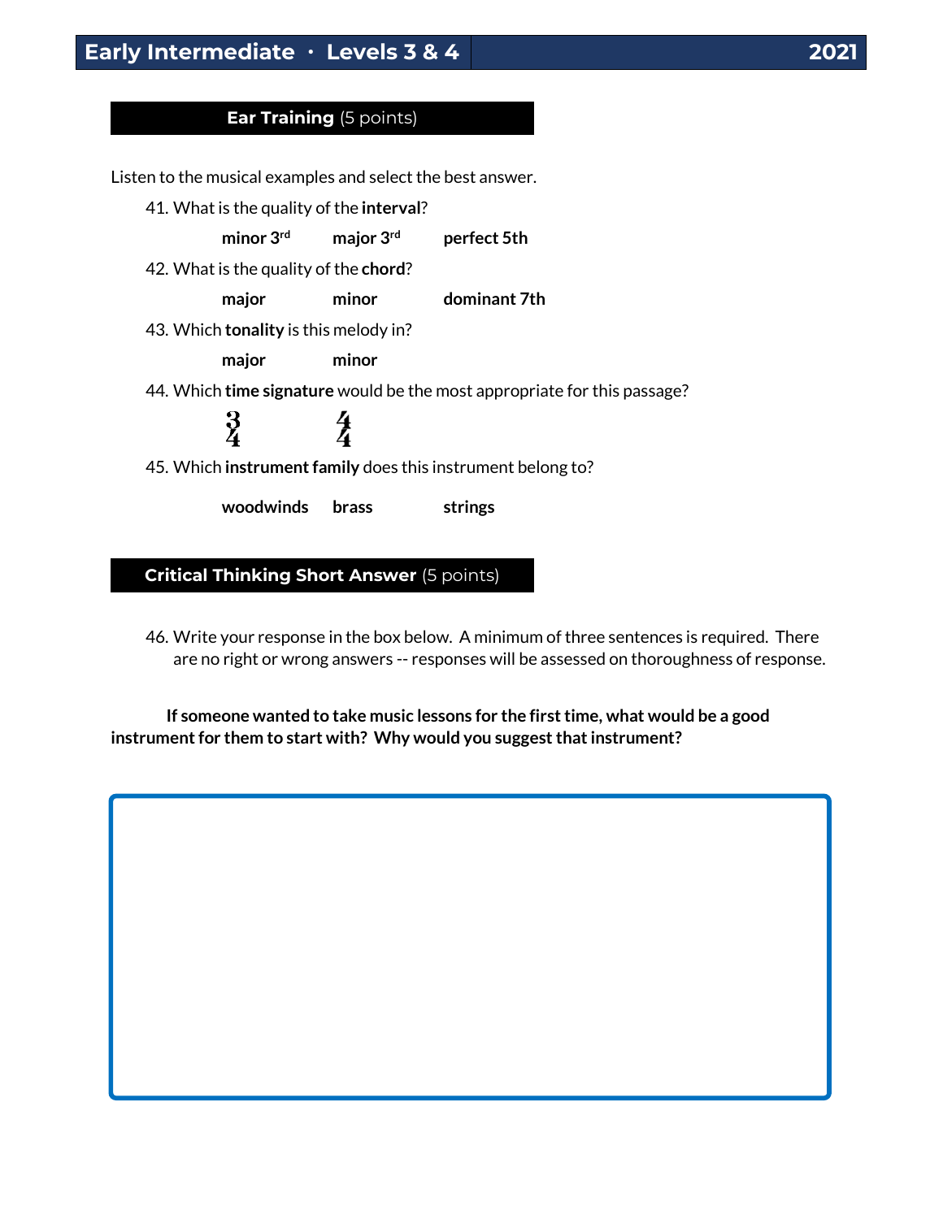## Ear Training (5 points)

Listen to the musical examples and select the best answer.

41. What is the quality of the **interval**?

    **minor 3rd** **major 3rd** **perfect 5th**

42. What is the quality of the **chord**?

    **major** **minor** **dominant 7th**

43. Which **tonality** is this melody in?

    **major** **minor**

44. Which **time signature** would be the most appropriate for this passage?

    $\frac{3}{4}$ $\frac{4}{4}$

45. Which **instrument family** does this instrument belong to?

    **woodwinds** **brass** **strings**

## Critical Thinking Short Answer (5 points)

46. Write your response in the box below. A minimum of three sentences is required. There are no right or wrong answers -- responses will be assessed on thoroughness of response.

**If someone wanted to take music lessons for the first time, what would be a good instrument for them to start with? Why would you suggest that instrument?**